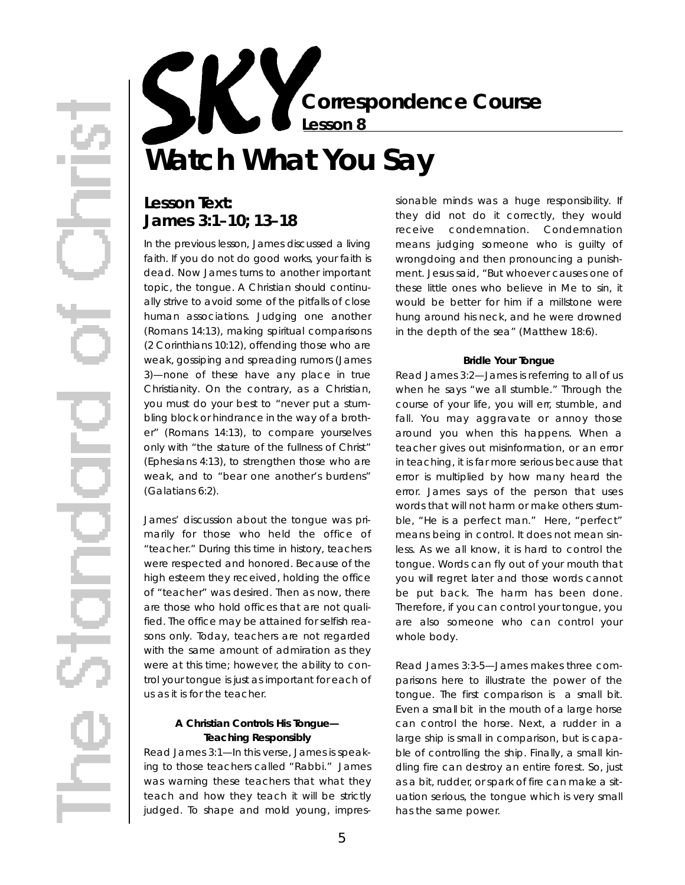# SKY Correspondence Course

**Lesson 8**

# Watch What You Say

## Lesson Text: James 3:1–10; 13–18

In the previous lesson, James discussed a living faith. If you do not do good works, your faith is dead. Now James turns to another important topic, the tongue. A Christian should continually strive to avoid some of the pitfalls of close human associations. Judging one another (Romans 14:13), making spiritual comparisons (2 Corinthians 10:12), offending those who are weak, gossiping and spreading rumors (James 3)—none of these have any place in true Christianity. On the contrary, as a Christian, you must do your best to "never put a stumbling block or hindrance in the way of a brother" (Romans 14:13), to compare yourselves only with "the stature of the fullness of Christ" (Ephesians 4:13), to strengthen those who are weak, and to "bear one another's burdens" (Galatians 6:2).

James' discussion about the tongue was primarily for those who held the office of "teacher." During this time in history, teachers were respected and honored. Because of the high esteem they received, holding the office of "teacher" was desired. Then as now, there are those who hold offices that are not qualified. The office may be attained for selfish reasons only. Today, teachers are not regarded with the same amount of admiration as they were at this time; however, the ability to control your tongue is just as important for each of us as it is for the teacher.

### A Christian Controls His Tongue—Teaching Responsibly

Read James 3:1—In this verse, James is speaking to those teachers called "Rabbi." James was warning these teachers that what they teach and how they teach it will be strictly judged. To shape and mold young, impressionable minds was a huge responsibility. If they did not do it correctly, they would receive condemnation. Condemnation means judging someone who is guilty of wrongdoing and then pronouncing a punishment. Jesus said, "But whoever causes one of these little ones who believe in Me to sin, it would be better for him if a millstone were hung around his neck, and he were drowned in the depth of the sea" (Matthew 18:6).

### Bridle Your Tongue

Read James 3:2—James is referring to all of us when he says "we all stumble." Through the course of your life, you will err, stumble, and fall. You may aggravate or annoy those around you when this happens. When a teacher gives out misinformation, or an error in teaching, it is far more serious because that error is multiplied by how many heard the error. James says of the person that uses words that will not harm or make others stumble, "He is a perfect man." Here, "perfect" means being in control. It does not mean sinless. As we all know, it is hard to control the tongue. Words can fly out of your mouth that you will regret later and those words cannot be put back. The harm has been done. Therefore, if you can control your tongue, you are also someone who can control your whole body.

Read James 3:3-5—James makes three comparisons here to illustrate the power of the tongue. The first comparison is a small bit. Even a small bit in the mouth of a large horse can control the horse. Next, a rudder in a large ship is small in comparison, but is capable of controlling the ship. Finally, a small kindling fire can destroy an entire forest. So, just as a bit, rudder, or spark of fire can make a situation serious, the tongue which is very small has the same power.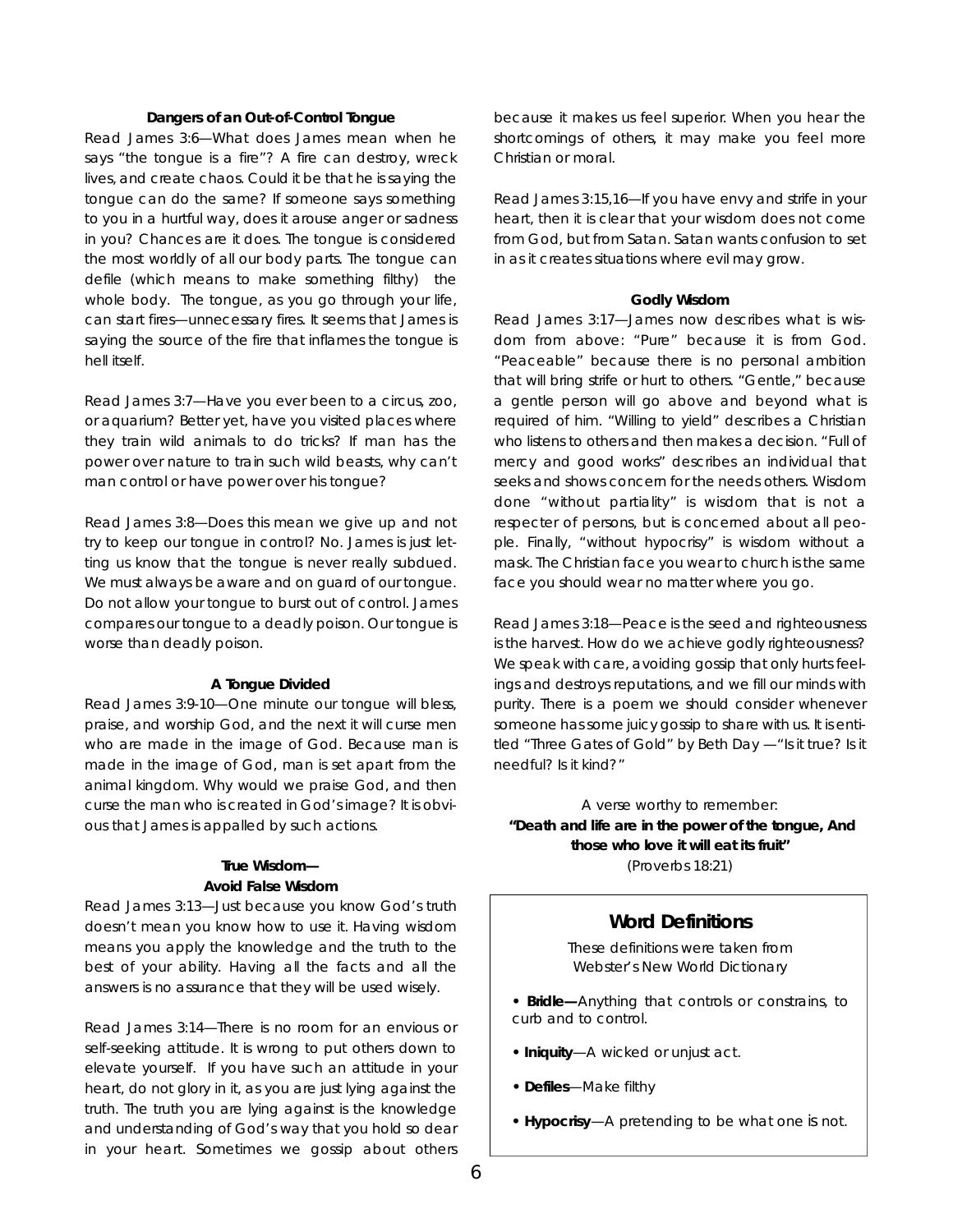### Dangers of an Out-of-Control Tongue

Read James 3:6—What does James mean when he says "the tongue is a fire"? A fire can destroy, wreck lives, and create chaos. Could it be that he is saying the tongue can do the same? If someone says something to you in a hurtful way, does it arouse anger or sadness in you? Chances are it does. The tongue is considered the most worldly of all our body parts. The tongue can defile (which means to make something filthy) the whole body. The tongue, as you go through your life, can start fires—unnecessary fires. It seems that James is saying the source of the fire that inflames the tongue is hell itself.

Read James 3:7—Have you ever been to a circus, zoo, or aquarium? Better yet, have you visited places where they train wild animals to do tricks? If man has the power over nature to train such wild beasts, why can't man control or have power over his tongue?

Read James 3:8—Does this mean we give up and not try to keep our tongue in control? No. James is just letting us know that the tongue is never really subdued. We must always be aware and on guard of our tongue. Do not allow your tongue to burst out of control. James compares our tongue to a deadly poison. Our tongue is worse than deadly poison.

### A Tongue Divided

Read James 3:9-10—One minute our tongue will bless, praise, and worship God, and the next it will curse men who are made in the image of God. Because man is made in the image of God, man is set apart from the animal kingdom. Why would we praise God, and then curse the man who is created in God's image? It is obvious that James is appalled by such actions.

### True Wisdom—Avoid False Wisdom

Read James 3:13—Just because you know God's truth doesn't mean you know how to use it. Having wisdom means you apply the knowledge and the truth to the best of your ability. Having all the facts and all the answers is no assurance that they will be used wisely.

Read James 3:14—There is no room for an envious or self-seeking attitude. It is wrong to put others down to elevate yourself. If you have such an attitude in your heart, do not glory in it, as you are just lying against the truth. The truth you are lying against is the knowledge and understanding of God's way that you hold so dear in your heart. Sometimes we gossip about others because it makes us feel superior. When you hear the shortcomings of others, it may make you feel more Christian or moral.

Read James 3:15,16—If you have envy and strife in your heart, then it is clear that your wisdom does not come from God, but from Satan. Satan wants confusion to set in as it creates situations where evil may grow.

### Godly Wisdom

Read James 3:17—James now describes what is wisdom from above: "Pure" because it is from God. "Peaceable" because there is no personal ambition that will bring strife or hurt to others. "Gentle," because a gentle person will go above and beyond what is required of him. "Willing to yield" describes a Christian who listens to others and then makes a decision. "Full of mercy and good works" describes an individual that seeks and shows concern for the needs others. Wisdom done "without partiality" is wisdom that is not a respecter of persons, but is concerned about all people. Finally, "without hypocrisy" is wisdom without a mask. The Christian face you wear to church is the same face you should wear no matter where you go.

Read James 3:18—Peace is the seed and righteousness is the harvest. How do we achieve godly righteousness? We speak with care, avoiding gossip that only hurts feelings and destroys reputations, and we fill our minds with purity. There is a poem we should consider whenever someone has some juicy gossip to share with us. It is entitled "Three Gates of Gold" by Beth Day —"Is it true? Is it needful? Is it kind?"

A verse worthy to remember:

**"Death and life are in the power of the tongue, And those who love it will eat its fruit"**

(Proverbs 18:21)

## Word Definitions

These definitions were taken from Webster's New World Dictionary

- **Bridle—**Anything that controls or constrains, to curb and to control.
- **Iniquity**—A wicked or unjust act.
- **Defiles**—Make filthy
- **Hypocrisy**—A pretending to be what one is not.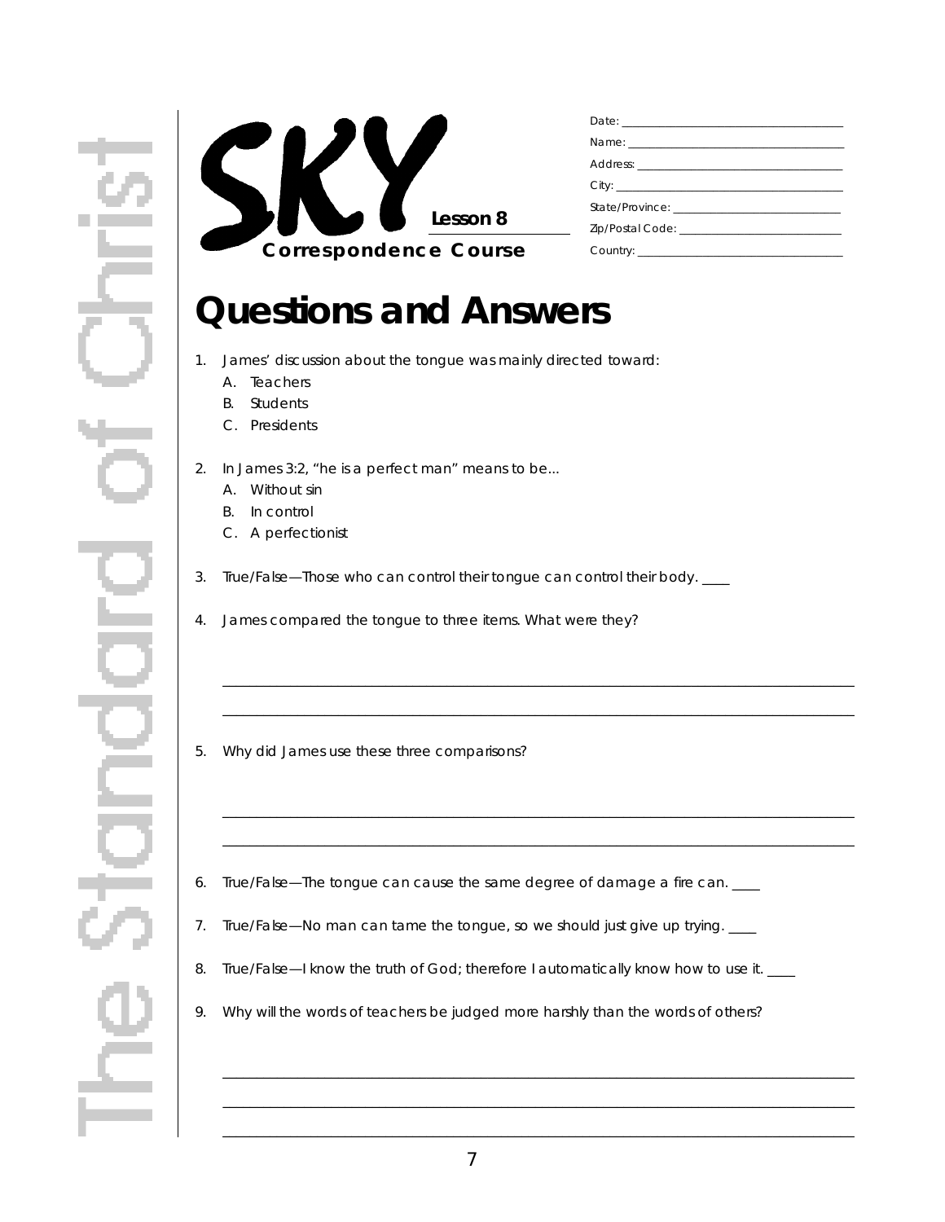SKY

Lesson 8

Correspondence Course

Date: ______________________________

Name: ______________________________

Address: ______________________________

City: ______________________________

State/Province: ______________________________

Zip/Postal Code: ______________________________

Country: ______________________________

# Questions and Answers

1. James' discussion about the tongue was mainly directed toward:
   A. Teachers
   B. Students
   C. Presidents

2. In James 3:2, "he is a perfect man" means to be...
   A. Without sin
   B. In control
   C. A perfectionist

3. True/False—Those who can control their tongue can control their body. ____

4. James compared the tongue to three items. What were they?

   ______________________________________________________________________

   ______________________________________________________________________

5. Why did James use these three comparisons?

   ______________________________________________________________________

   ______________________________________________________________________

6. True/False—The tongue can cause the same degree of damage a fire can. ____

7. True/False—No man can tame the tongue, so we should just give up trying. ____

8. True/False—I know the truth of God; therefore I automatically know how to use it. ____

9. Why will the words of teachers be judged more harshly than the words of others?

   ______________________________________________________________________

   ______________________________________________________________________

   ______________________________________________________________________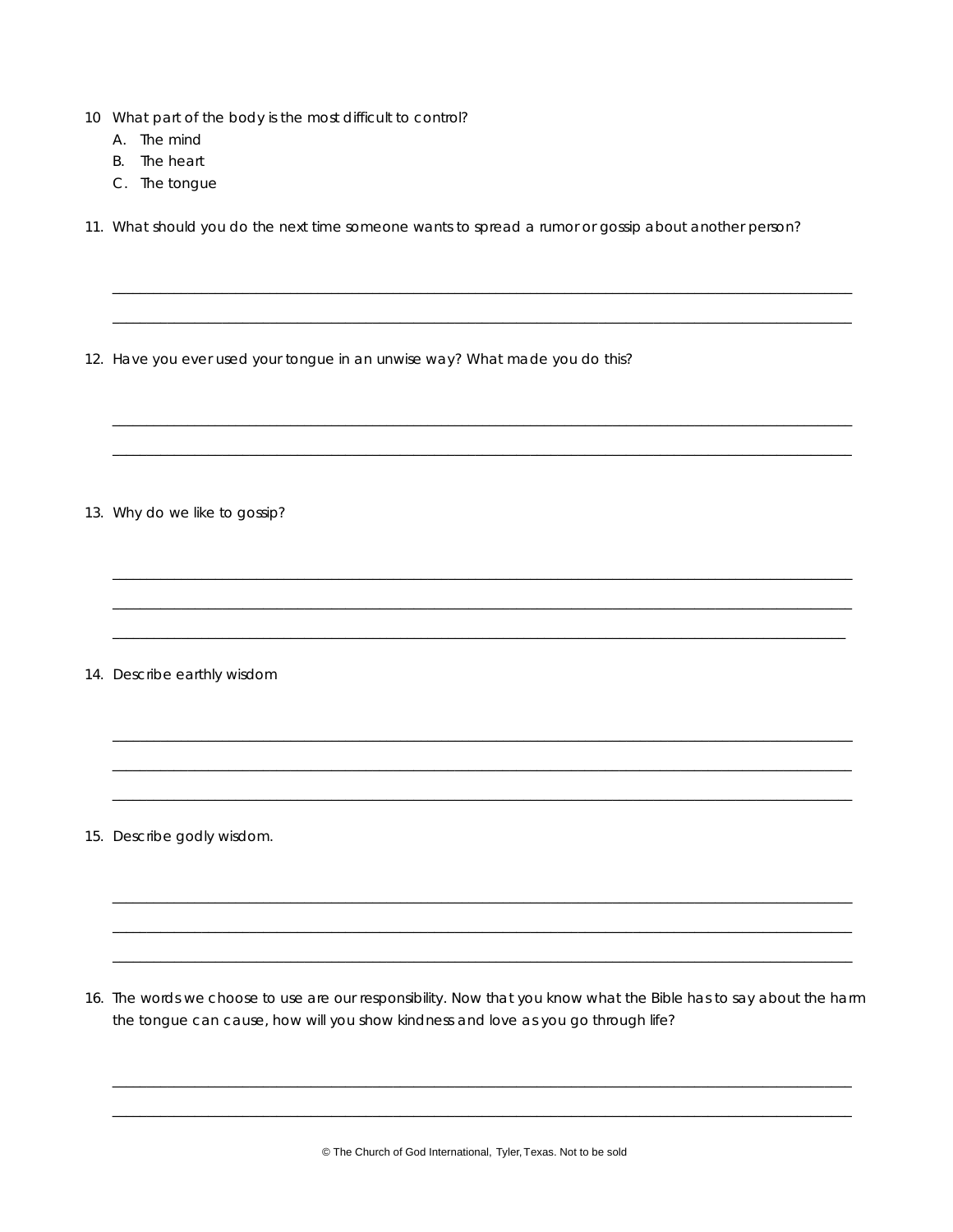10 What part of the body is the most difficult to control?

A. The mind
B. The heart
C. The tongue

11. What should you do the next time someone wants to spread a rumor or gossip about another person?

______________________________________________________________________________

______________________________________________________________________________

12. Have you ever used your tongue in an unwise way? What made you do this?

______________________________________________________________________________

______________________________________________________________________________

13. Why do we like to gossip?

______________________________________________________________________________

______________________________________________________________________________

______________________________________________________________________________

14. Describe earthly wisdom

______________________________________________________________________________

______________________________________________________________________________

______________________________________________________________________________

15. Describe godly wisdom.

______________________________________________________________________________

______________________________________________________________________________

______________________________________________________________________________

16. The words we choose to use are our responsibility. Now that you know what the Bible has to say about the harm the tongue can cause, how will you show kindness and love as you go through life?

______________________________________________________________________________

______________________________________________________________________________

© The Church of God International, Tyler, Texas. Not to be sold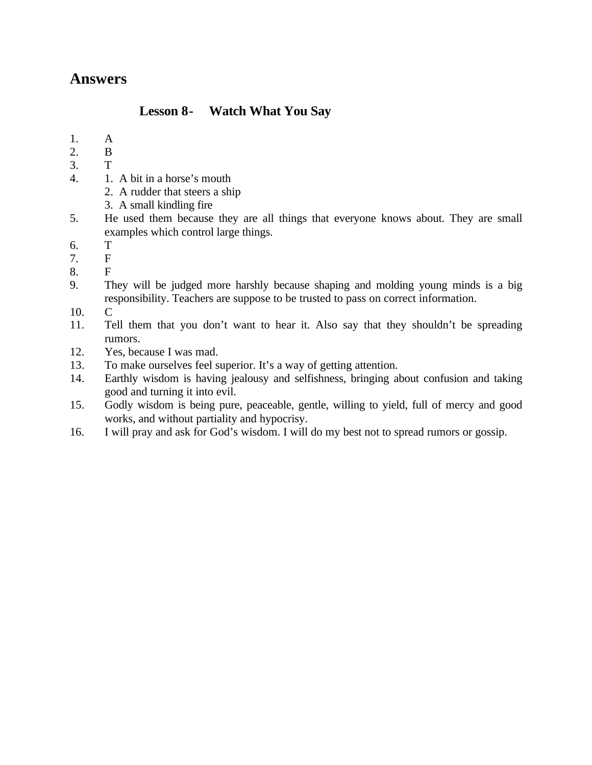# Answers

## Lesson 8- Watch What You Say

1. A
2. B
3. T
4. 1. A bit in a horse's mouth
   2. A rudder that steers a ship
   3. A small kindling fire
5. He used them because they are all things that everyone knows about. They are small examples which control large things.
6. T
7. F
8. F
9. They will be judged more harshly because shaping and molding young minds is a big responsibility. Teachers are suppose to be trusted to pass on correct information.
10. C
11. Tell them that you don't want to hear it. Also say that they shouldn't be spreading rumors.
12. Yes, because I was mad.
13. To make ourselves feel superior. It's a way of getting attention.
14. Earthly wisdom is having jealousy and selfishness, bringing about confusion and taking good and turning it into evil.
15. Godly wisdom is being pure, peaceable, gentle, willing to yield, full of mercy and good works, and without partiality and hypocrisy.
16. I will pray and ask for God's wisdom. I will do my best not to spread rumors or gossip.